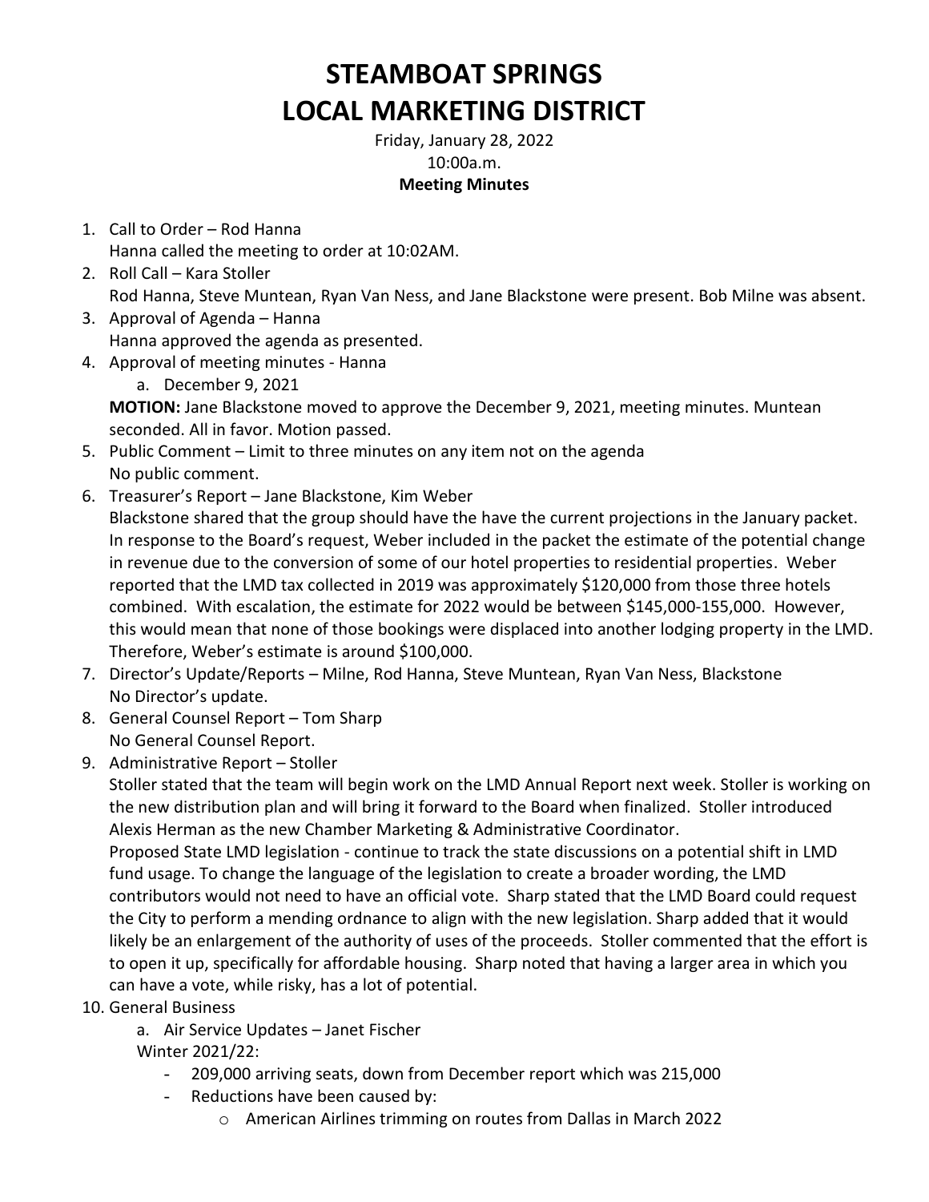# STEAMBOAT SPRINGS
# LOCAL MARKETING DISTRICT

Friday, January 28, 2022
10:00a.m.
**Meeting Minutes**

1. Call to Order – Rod Hanna
   Hanna called the meeting to order at 10:02AM.
2. Roll Call – Kara Stoller
   Rod Hanna, Steve Muntean, Ryan Van Ness, and Jane Blackstone were present. Bob Milne was absent.
3. Approval of Agenda – Hanna
   Hanna approved the agenda as presented.
4. Approval of meeting minutes - Hanna
   a. December 9, 2021

   **MOTION:** Jane Blackstone moved to approve the December 9, 2021, meeting minutes. Muntean seconded. All in favor. Motion passed.
5. Public Comment – Limit to three minutes on any item not on the agenda
   No public comment.
6. Treasurer's Report – Jane Blackstone, Kim Weber
   Blackstone shared that the group should have the have the current projections in the January packet. In response to the Board's request, Weber included in the packet the estimate of the potential change in revenue due to the conversion of some of our hotel properties to residential properties. Weber reported that the LMD tax collected in 2019 was approximately $120,000 from those three hotels combined. With escalation, the estimate for 2022 would be between $145,000-155,000. However, this would mean that none of those bookings were displaced into another lodging property in the LMD. Therefore, Weber's estimate is around $100,000.
7. Director's Update/Reports – Milne, Rod Hanna, Steve Muntean, Ryan Van Ness, Blackstone
   No Director's update.
8. General Counsel Report – Tom Sharp
   No General Counsel Report.
9. Administrative Report – Stoller
   Stoller stated that the team will begin work on the LMD Annual Report next week. Stoller is working on the new distribution plan and will bring it forward to the Board when finalized. Stoller introduced Alexis Herman as the new Chamber Marketing & Administrative Coordinator.
   Proposed State LMD legislation - continue to track the state discussions on a potential shift in LMD fund usage. To change the language of the legislation to create a broader wording, the LMD contributors would not need to have an official vote. Sharp stated that the LMD Board could request the City to perform a mending ordnance to align with the new legislation. Sharp added that it would likely be an enlargement of the authority of uses of the proceeds. Stoller commented that the effort is to open it up, specifically for affordable housing. Sharp noted that having a larger area in which you can have a vote, while risky, has a lot of potential.
10. General Business
    a. Air Service Updates – Janet Fischer

    Winter 2021/22:
    - 209,000 arriving seats, down from December report which was 215,000
    - Reductions have been caused by:
      - American Airlines trimming on routes from Dallas in March 2022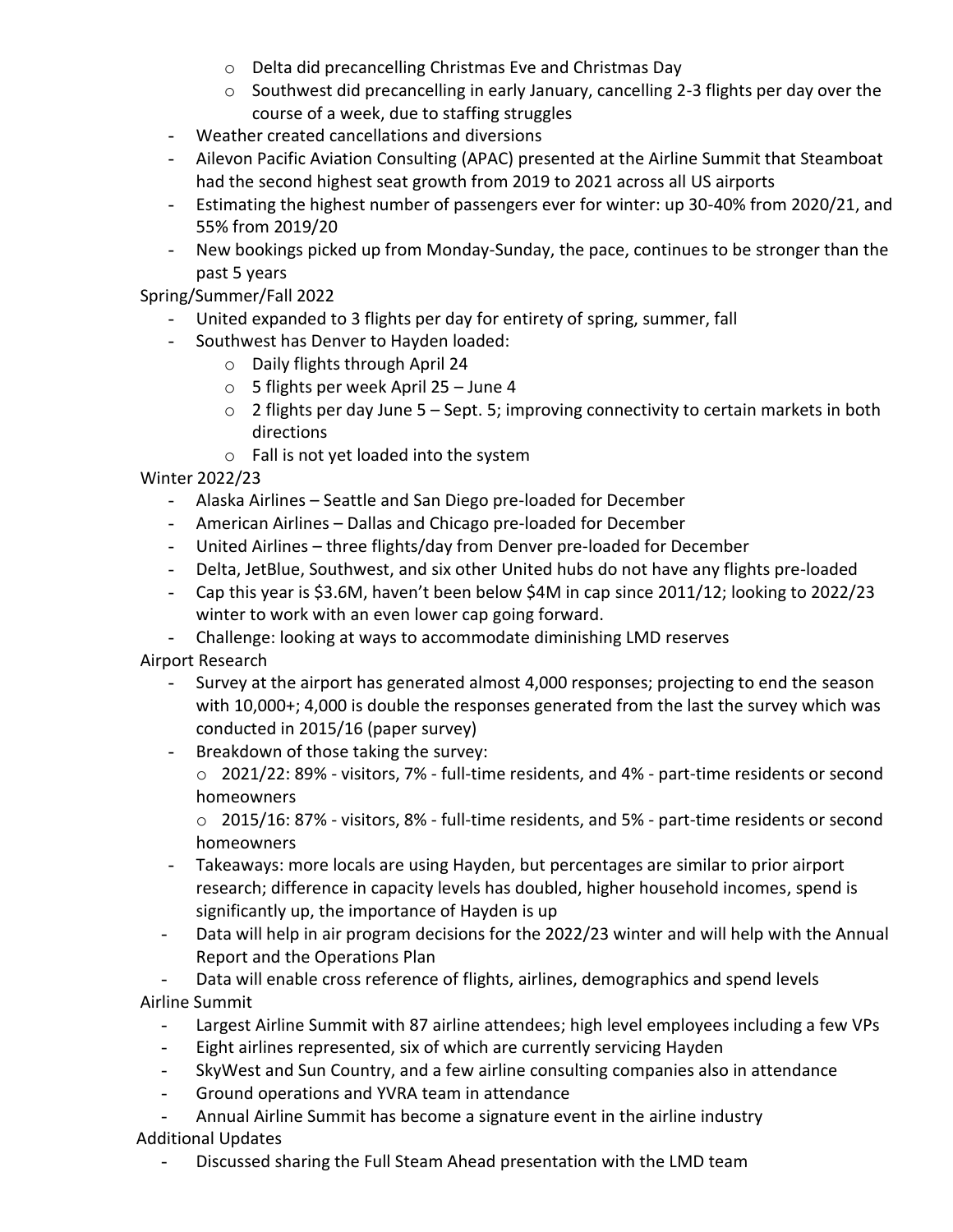- Delta did precancelling Christmas Eve and Christmas Day
    - Southwest did precancelling in early January, cancelling 2-3 flights per day over the course of a week, due to staffing struggles
- Weather created cancellations and diversions
- Ailevon Pacific Aviation Consulting (APAC) presented at the Airline Summit that Steamboat had the second highest seat growth from 2019 to 2021 across all US airports
- Estimating the highest number of passengers ever for winter: up 30-40% from 2020/21, and 55% from 2019/20
- New bookings picked up from Monday-Sunday, the pace, continues to be stronger than the past 5 years

Spring/Summer/Fall 2022

- United expanded to 3 flights per day for entirety of spring, summer, fall
- Southwest has Denver to Hayden loaded:
    - Daily flights through April 24
    - 5 flights per week April 25 – June 4
    - 2 flights per day June 5 – Sept. 5; improving connectivity to certain markets in both directions
    - Fall is not yet loaded into the system

Winter 2022/23

- Alaska Airlines – Seattle and San Diego pre-loaded for December
- American Airlines – Dallas and Chicago pre-loaded for December
- United Airlines – three flights/day from Denver pre-loaded for December
- Delta, JetBlue, Southwest, and six other United hubs do not have any flights pre-loaded
- Cap this year is $3.6M, haven't been below $4M in cap since 2011/12; looking to 2022/23 winter to work with an even lower cap going forward.
- Challenge: looking at ways to accommodate diminishing LMD reserves

Airport Research

- Survey at the airport has generated almost 4,000 responses; projecting to end the season with 10,000+; 4,000 is double the responses generated from the last the survey which was conducted in 2015/16 (paper survey)
- Breakdown of those taking the survey:
    - 2021/22: 89% - visitors, 7% - full-time residents, and 4% - part-time residents or second homeowners
    - 2015/16: 87% - visitors, 8% - full-time residents, and 5% - part-time residents or second homeowners
- Takeaways: more locals are using Hayden, but percentages are similar to prior airport research; difference in capacity levels has doubled, higher household incomes, spend is significantly up, the importance of Hayden is up
- Data will help in air program decisions for the 2022/23 winter and will help with the Annual Report and the Operations Plan
- Data will enable cross reference of flights, airlines, demographics and spend levels

Airline Summit

- Largest Airline Summit with 87 airline attendees; high level employees including a few VPs
- Eight airlines represented, six of which are currently servicing Hayden
- SkyWest and Sun Country, and a few airline consulting companies also in attendance
- Ground operations and YVRA team in attendance
- Annual Airline Summit has become a signature event in the airline industry

Additional Updates

- Discussed sharing the Full Steam Ahead presentation with the LMD team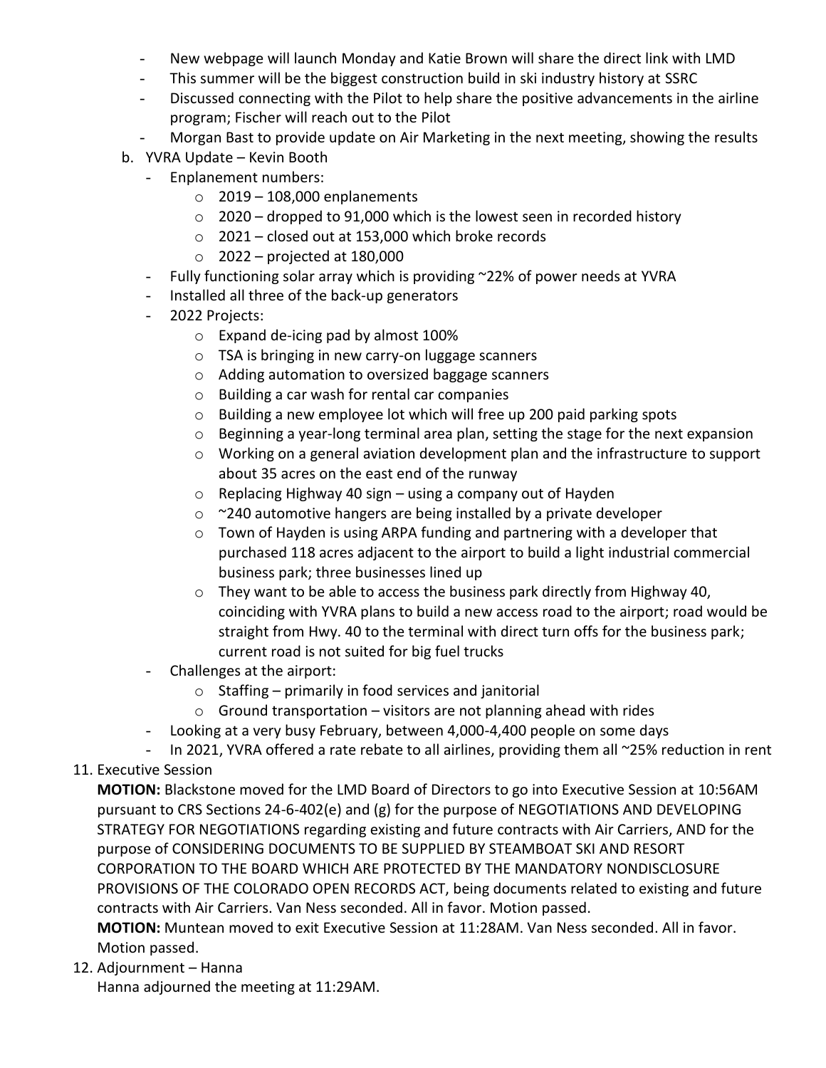- New webpage will launch Monday and Katie Brown will share the direct link with LMD
- This summer will be the biggest construction build in ski industry history at SSRC
- Discussed connecting with the Pilot to help share the positive advancements in the airline program; Fischer will reach out to the Pilot
- Morgan Bast to provide update on Air Marketing in the next meeting, showing the results

b. YVRA Update – Kevin Booth
   - Enplanement numbers:
     - 2019 – 108,000 enplanements
     - 2020 – dropped to 91,000 which is the lowest seen in recorded history
     - 2021 – closed out at 153,000 which broke records
     - 2022 – projected at 180,000
   - Fully functioning solar array which is providing ~22% of power needs at YVRA
   - Installed all three of the back-up generators
   - 2022 Projects:
     - Expand de-icing pad by almost 100%
     - TSA is bringing in new carry-on luggage scanners
     - Adding automation to oversized baggage scanners
     - Building a car wash for rental car companies
     - Building a new employee lot which will free up 200 paid parking spots
     - Beginning a year-long terminal area plan, setting the stage for the next expansion
     - Working on a general aviation development plan and the infrastructure to support about 35 acres on the east end of the runway
     - Replacing Highway 40 sign – using a company out of Hayden
     - ~240 automotive hangers are being installed by a private developer
     - Town of Hayden is using ARPA funding and partnering with a developer that purchased 118 acres adjacent to the airport to build a light industrial commercial business park; three businesses lined up
     - They want to be able to access the business park directly from Highway 40, coinciding with YVRA plans to build a new access road to the airport; road would be straight from Hwy. 40 to the terminal with direct turn offs for the business park; current road is not suited for big fuel trucks
   - Challenges at the airport:
     - Staffing – primarily in food services and janitorial
     - Ground transportation – visitors are not planning ahead with rides
   - Looking at a very busy February, between 4,000-4,400 people on some days
   - In 2021, YVRA offered a rate rebate to all airlines, providing them all ~25% reduction in rent

11. Executive Session

**MOTION:** Blackstone moved for the LMD Board of Directors to go into Executive Session at 10:56AM pursuant to CRS Sections 24-6-402(e) and (g) for the purpose of NEGOTIATIONS AND DEVELOPING STRATEGY FOR NEGOTIATIONS regarding existing and future contracts with Air Carriers, AND for the purpose of CONSIDERING DOCUMENTS TO BE SUPPLIED BY STEAMBOAT SKI AND RESORT CORPORATION TO THE BOARD WHICH ARE PROTECTED BY THE MANDATORY NONDISCLOSURE PROVISIONS OF THE COLORADO OPEN RECORDS ACT, being documents related to existing and future contracts with Air Carriers. Van Ness seconded. All in favor. Motion passed.

**MOTION:** Muntean moved to exit Executive Session at 11:28AM. Van Ness seconded. All in favor. Motion passed.

12. Adjournment – Hanna

Hanna adjourned the meeting at 11:29AM.